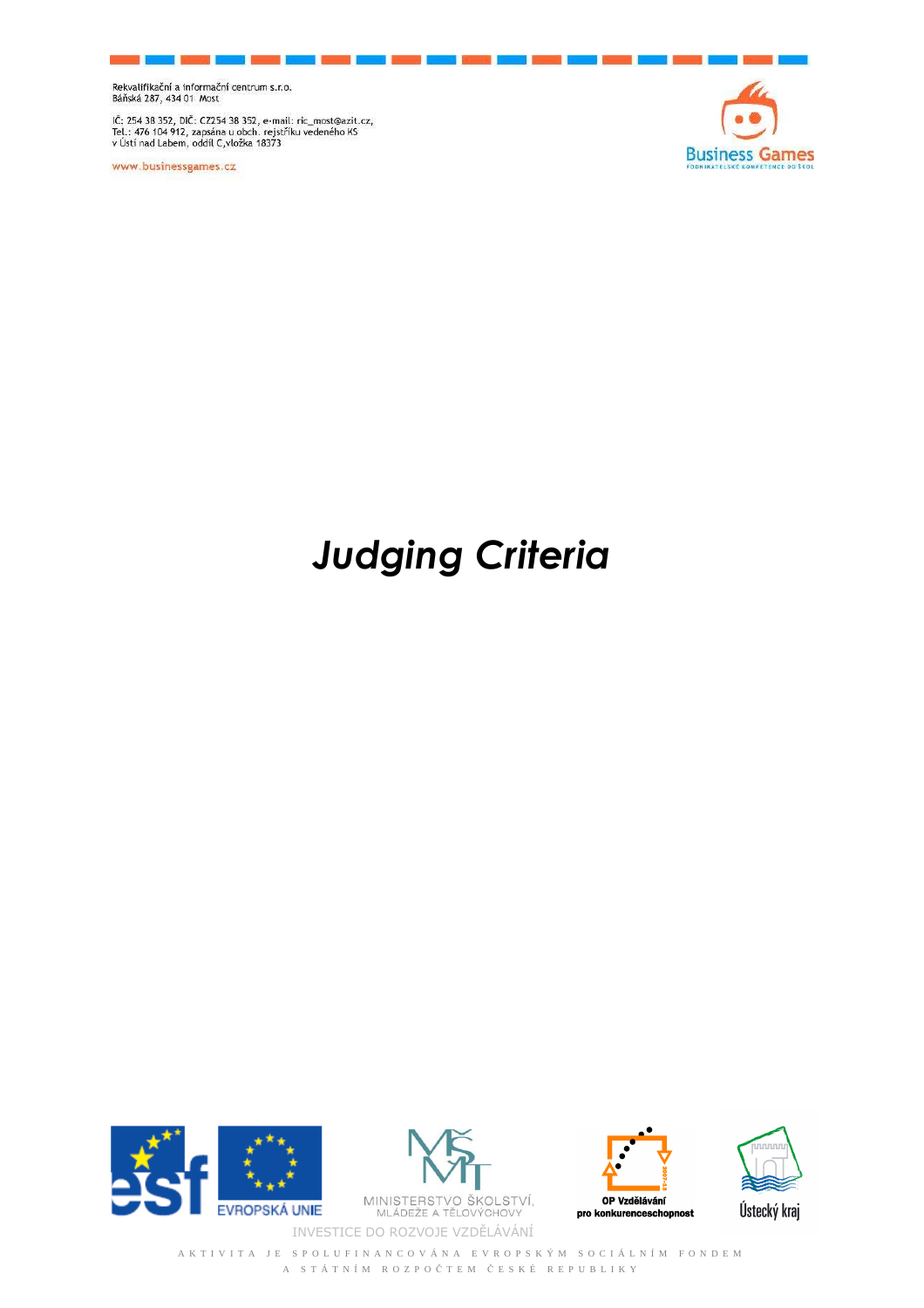# *Judging Criteria*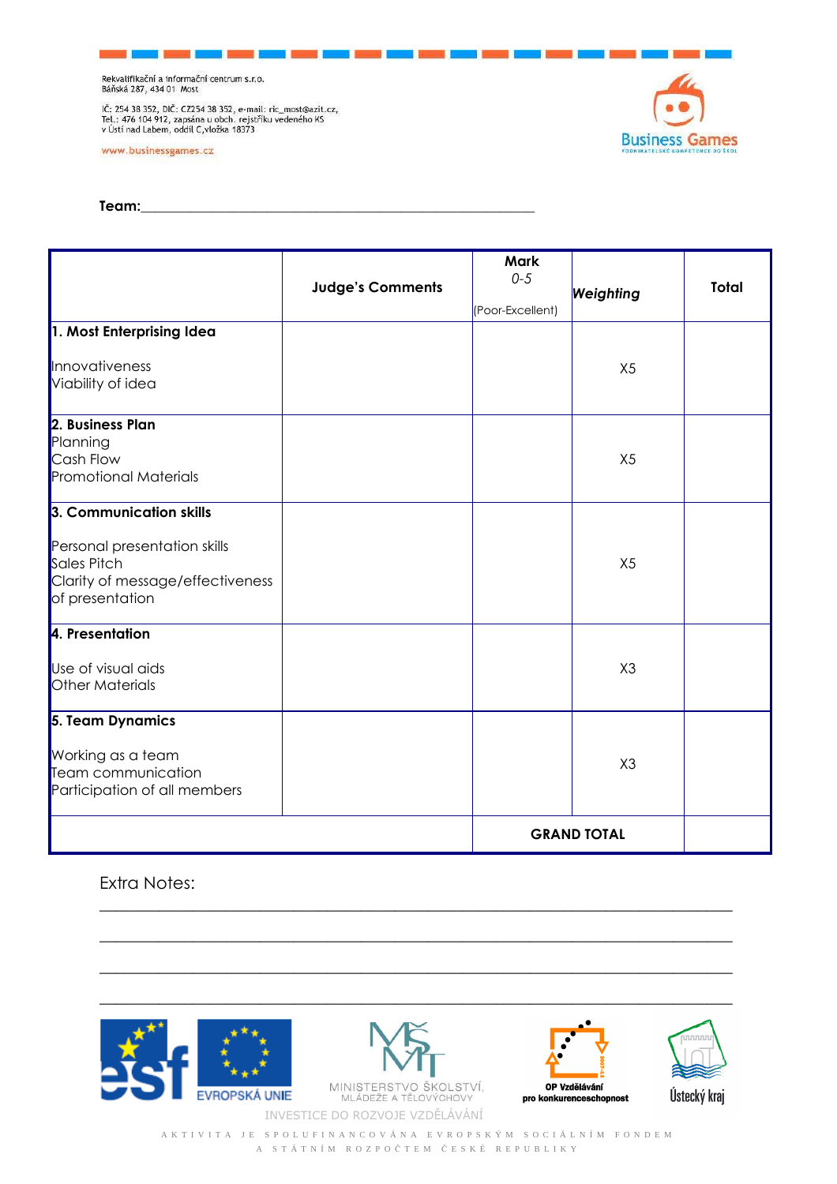Rekvalifikační a informační centrum s.r.o.
Báňská 287, 434 01 Most

IČ: 254 38 352, DIČ: CZ254 38 352, e-mail: ric_most@azit.cz,
Tel.: 476 104 912, zapsána u obch. rejstříku vedeného KS
v Ústí nad Labem, oddíl C,vložka 18373

www.businessgames.cz

**Team:**\_\_\_\_\_\_\_\_\_\_\_\_\_\_\_\_\_\_\_\_\_\_\_\_\_\_\_\_\_\_\_\_\_\_\_\_\_\_\_\_\_\_\_\_\_\_\_\_

| | **Judge's Comments** | **Mark** *0-5* (Poor-Excellent) | ***Weighting*** | **Total** |
|---|---|---|---|---|
| **1. Most Enterprising Idea**<br><br>Innovativeness<br>Viability of idea | | | X5 | |
| **2. Business Plan**<br>Planning<br>Cash Flow<br>Promotional Materials | | | X5 | |
| **3. Communication skills**<br><br>Personal presentation skills<br>Sales Pitch<br>Clarity of message/effectiveness of presentation | | | X5 | |
| **4. Presentation**<br><br>Use of visual aids<br>Other Materials | | | X3 | |
| **5. Team Dynamics**<br><br>Working as a team<br>Team communication<br>Participation of all members | | | X3 | |
| | | **GRAND TOTAL** | | |

Extra Notes:

\_\_\_\_\_\_\_\_\_\_\_\_\_\_\_\_\_\_\_\_\_\_\_\_\_\_\_\_\_\_\_\_\_\_\_\_\_\_\_\_\_\_\_\_\_\_\_\_\_\_\_\_\_\_\_\_\_\_\_\_

\_\_\_\_\_\_\_\_\_\_\_\_\_\_\_\_\_\_\_\_\_\_\_\_\_\_\_\_\_\_\_\_\_\_\_\_\_\_\_\_\_\_\_\_\_\_\_\_\_\_\_\_\_\_\_\_\_\_\_\_

\_\_\_\_\_\_\_\_\_\_\_\_\_\_\_\_\_\_\_\_\_\_\_\_\_\_\_\_\_\_\_\_\_\_\_\_\_\_\_\_\_\_\_\_\_\_\_\_\_\_\_\_\_\_\_\_\_\_\_\_

\_\_\_\_\_\_\_\_\_\_\_\_\_\_\_\_\_\_\_\_\_\_\_\_\_\_\_\_\_\_\_\_\_\_\_\_\_\_\_\_\_\_\_\_\_\_\_\_\_\_\_\_\_\_\_\_\_\_\_\_

EVROPSKÁ UNIE

MINISTERSTVO ŠKOLSTVÍ, MLÁDEŽE A TĚLOVÝCHOVY

OP Vzdělávání pro konkurenceschopnost

Ústecký kraj

INVESTICE DO ROZVOJE VZDĚLÁVÁNÍ

AKTIVITA JE SPOLUFINANCOVÁNA EVROPSKÝM SOCIÁLNÍM FONDEM A STÁTNÍM ROZPOČTEM ČESKÉ REPUBLIKY